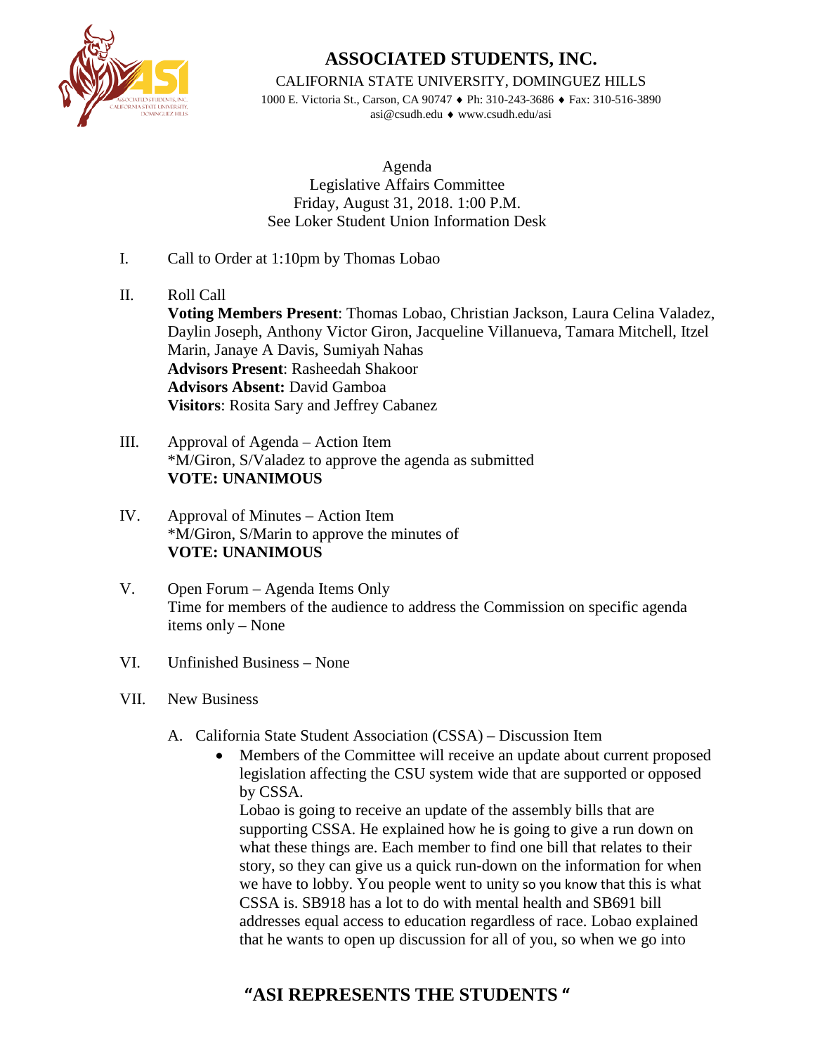# ASSOCIATED STUDENTS, INC.

CALIFORNIA STATE UNIVERSITY, DOMINGUEZ HILLS

1000 E. Victoria St., Carson, CA 90747 ♦ Ph: 310-243-3686 ♦ Fax: 310-516-3890
asi@csudh.edu ♦ www.csudh.edu/asi

Agenda
Legislative Affairs Committee
Friday, August 31, 2018. 1:00 P.M.
See Loker Student Union Information Desk

I. Call to Order at 1:10pm by Thomas Lobao

II. Roll Call
**Voting Members Present**: Thomas Lobao, Christian Jackson, Laura Celina Valadez, Daylin Joseph, Anthony Victor Giron, Jacqueline Villanueva, Tamara Mitchell, Itzel Marin, Janaye A Davis, Sumiyah Nahas
**Advisors Present**: Rasheedah Shakoor
**Advisors Absent:** David Gamboa
**Visitors**: Rosita Sary and Jeffrey Cabanez

III. Approval of Agenda – Action Item
*M/Giron, S/Valadez to approve the agenda as submitted
**VOTE: UNANIMOUS**

IV. Approval of Minutes – Action Item
*M/Giron, S/Marin to approve the minutes of
**VOTE: UNANIMOUS**

V. Open Forum – Agenda Items Only
Time for members of the audience to address the Commission on specific agenda items only – None

VI. Unfinished Business – None

VII. New Business

A. California State Student Association (CSSA) – Discussion Item
- Members of the Committee will receive an update about current proposed legislation affecting the CSU system wide that are supported or opposed by CSSA.
Lobao is going to receive an update of the assembly bills that are supporting CSSA. He explained how he is going to give a run down on what these things are. Each member to find one bill that relates to their story, so they can give us a quick run-down on the information for when we have to lobby. You people went to unity so you know that this is what CSSA is. SB918 has a lot to do with mental health and SB691 bill addresses equal access to education regardless of race. Lobao explained that he wants to open up discussion for all of you, so when we go into

**"ASI REPRESENTS THE STUDENTS "**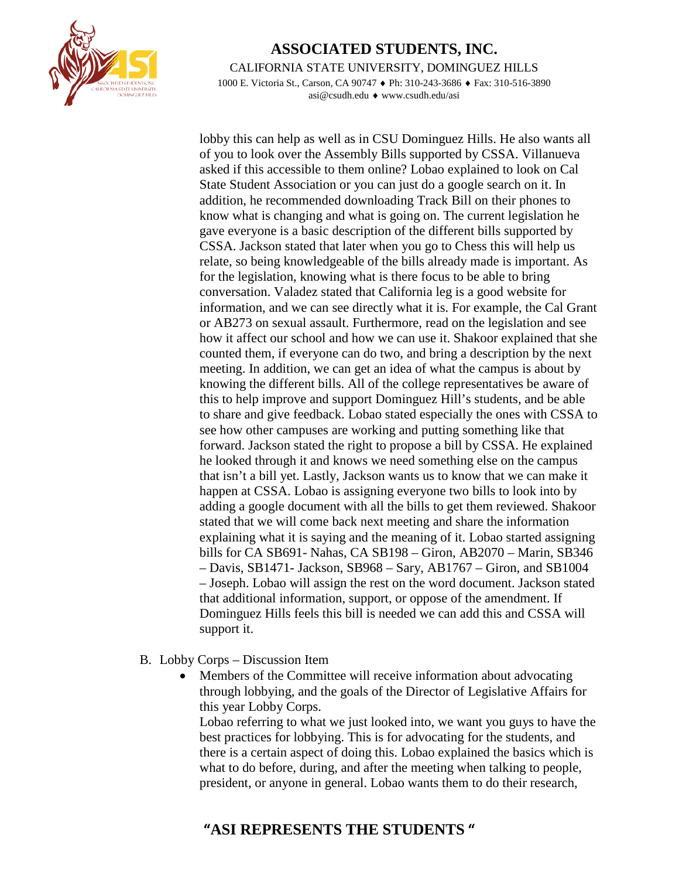lobby this can help as well as in CSU Dominguez Hills. He also wants all of you to look over the Assembly Bills supported by CSSA. Villanueva asked if this accessible to them online? Lobao explained to look on Cal State Student Association or you can just do a google search on it. In addition, he recommended downloading Track Bill on their phones to know what is changing and what is going on. The current legislation he gave everyone is a basic description of the different bills supported by CSSA. Jackson stated that later when you go to Chess this will help us relate, so being knowledgeable of the bills already made is important. As for the legislation, knowing what is there focus to be able to bring conversation. Valadez stated that California leg is a good website for information, and we can see directly what it is. For example, the Cal Grant or AB273 on sexual assault. Furthermore, read on the legislation and see how it affect our school and how we can use it. Shakoor explained that she counted them, if everyone can do two, and bring a description by the next meeting. In addition, we can get an idea of what the campus is about by knowing the different bills. All of the college representatives be aware of this to help improve and support Dominguez Hill's students, and be able to share and give feedback. Lobao stated especially the ones with CSSA to see how other campuses are working and putting something like that forward. Jackson stated the right to propose a bill by CSSA. He explained he looked through it and knows we need something else on the campus that isn't a bill yet. Lastly, Jackson wants us to know that we can make it happen at CSSA. Lobao is assigning everyone two bills to look into by adding a google document with all the bills to get them reviewed. Shakoor stated that we will come back next meeting and share the information explaining what it is saying and the meaning of it. Lobao started assigning bills for CA SB691- Nahas, CA SB198 – Giron, AB2070 – Marin, SB346 – Davis, SB1471- Jackson, SB968 – Sary, AB1767 – Giron, and SB1004 – Joseph. Lobao will assign the rest on the word document. Jackson stated that additional information, support, or oppose of the amendment. If Dominguez Hills feels this bill is needed we can add this and CSSA will support it.

B. Lobby Corps – Discussion Item

- Members of the Committee will receive information about advocating through lobbying, and the goals of the Director of Legislative Affairs for this year Lobby Corps.

  Lobao referring to what we just looked into, we want you guys to have the best practices for lobbying. This is for advocating for the students, and there is a certain aspect of doing this. Lobao explained the basics which is what to do before, during, and after the meeting when talking to people, president, or anyone in general. Lobao wants them to do their research,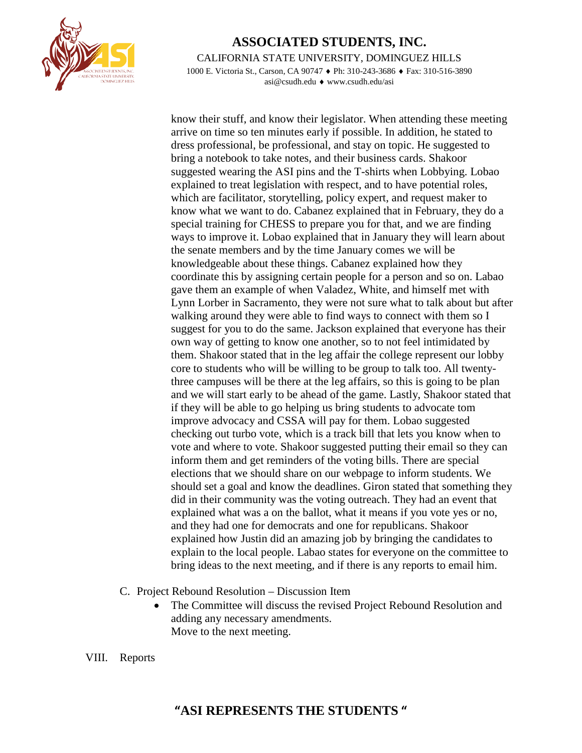know their stuff, and know their legislator. When attending these meeting arrive on time so ten minutes early if possible. In addition, he stated to dress professional, be professional, and stay on topic. He suggested to bring a notebook to take notes, and their business cards. Shakoor suggested wearing the ASI pins and the T-shirts when Lobbying. Lobao explained to treat legislation with respect, and to have potential roles, which are facilitator, storytelling, policy expert, and request maker to know what we want to do. Cabanez explained that in February, they do a special training for CHESS to prepare you for that, and we are finding ways to improve it. Lobao explained that in January they will learn about the senate members and by the time January comes we will be knowledgeable about these things. Cabanez explained how they coordinate this by assigning certain people for a person and so on. Labao gave them an example of when Valadez, White, and himself met with Lynn Lorber in Sacramento, they were not sure what to talk about but after walking around they were able to find ways to connect with them so I suggest for you to do the same. Jackson explained that everyone has their own way of getting to know one another, so to not feel intimidated by them. Shakoor stated that in the leg affair the college represent our lobby core to students who will be willing to be group to talk too. All twenty-three campuses will be there at the leg affairs, so this is going to be plan and we will start early to be ahead of the game. Lastly, Shakoor stated that if they will be able to go helping us bring students to advocate tom improve advocacy and CSSA will pay for them. Lobao suggested checking out turbo vote, which is a track bill that lets you know when to vote and where to vote. Shakoor suggested putting their email so they can inform them and get reminders of the voting bills. There are special elections that we should share on our webpage to inform students. We should set a goal and know the deadlines. Giron stated that something they did in their community was the voting outreach. They had an event that explained what was a on the ballot, what it means if you vote yes or no, and they had one for democrats and one for republicans. Shakoor explained how Justin did an amazing job by bringing the candidates to explain to the local people. Labao states for everyone on the committee to bring ideas to the next meeting, and if there is any reports to email him.

C. Project Rebound Resolution – Discussion Item
   - The Committee will discuss the revised Project Rebound Resolution and adding any necessary amendments.
     Move to the next meeting.

VIII. Reports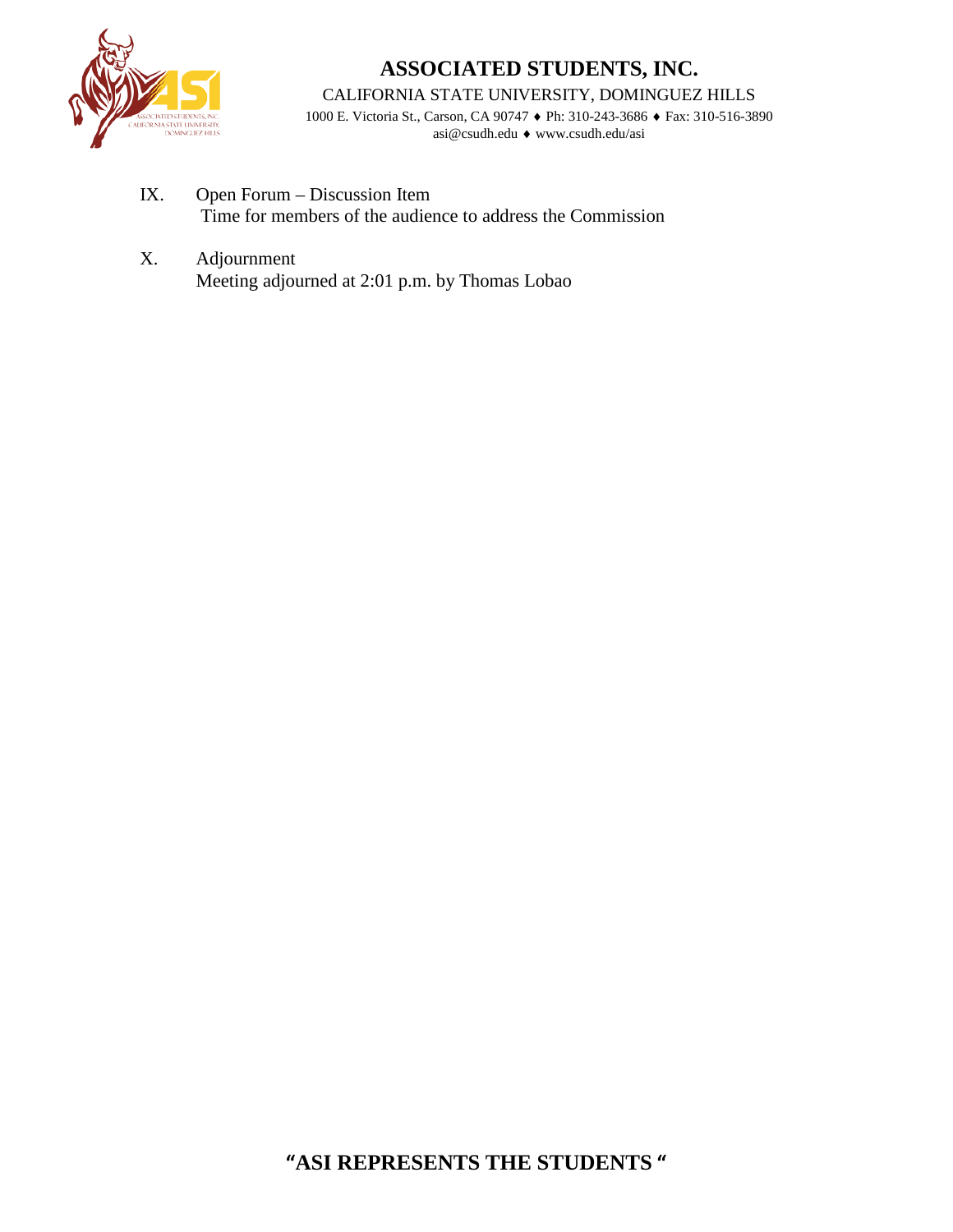IX. Open Forum – Discussion Item
Time for members of the audience to address the Commission

X. Adjournment
Meeting adjourned at 2:01 p.m. by Thomas Lobao